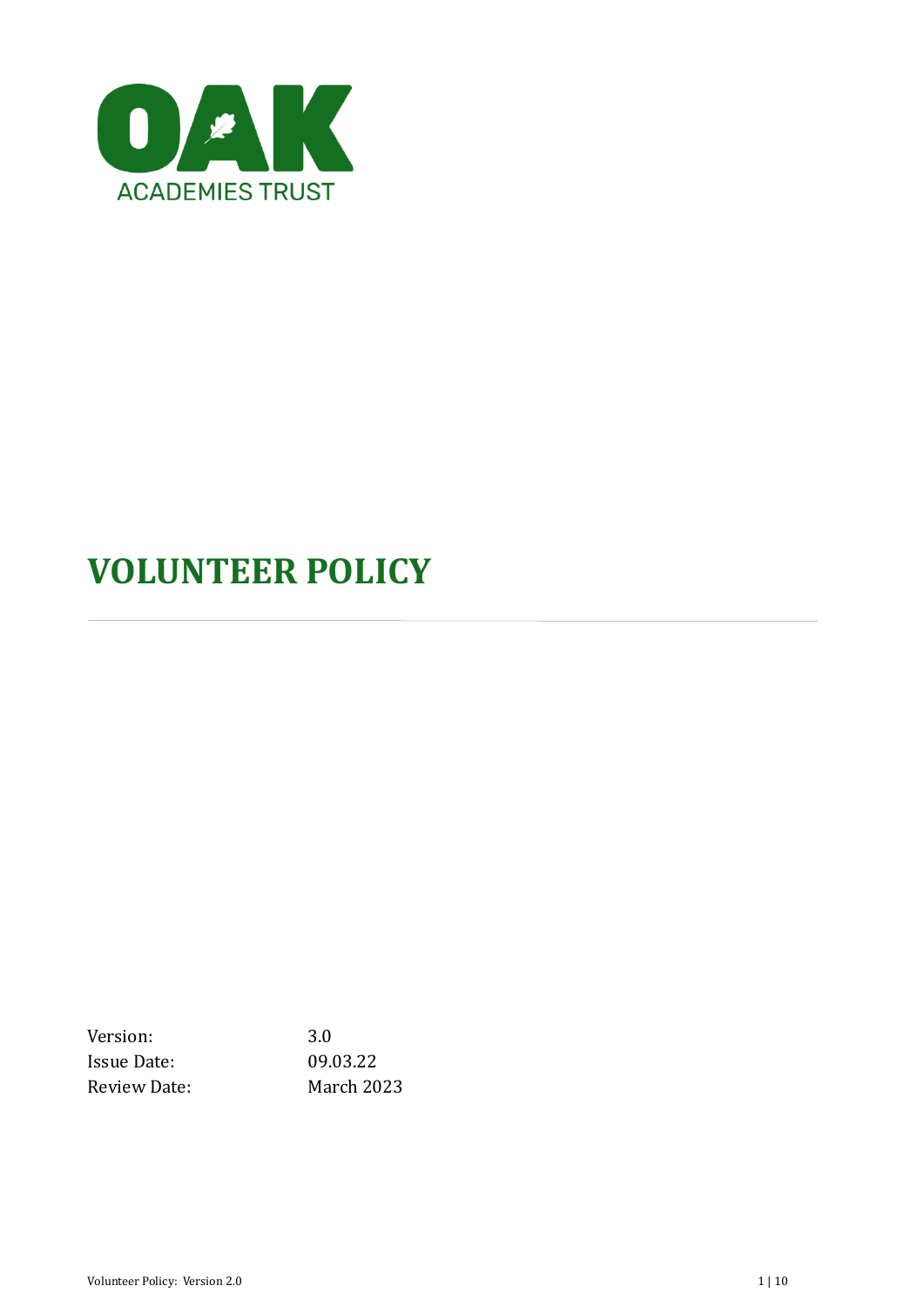OAK

ACADEMIES TRUST

# VOLUNTEER POLICY

| | |
|---|---|
| Version: | 3.0 |
| Issue Date: | 09.03.22 |
| Review Date: | March 2023 |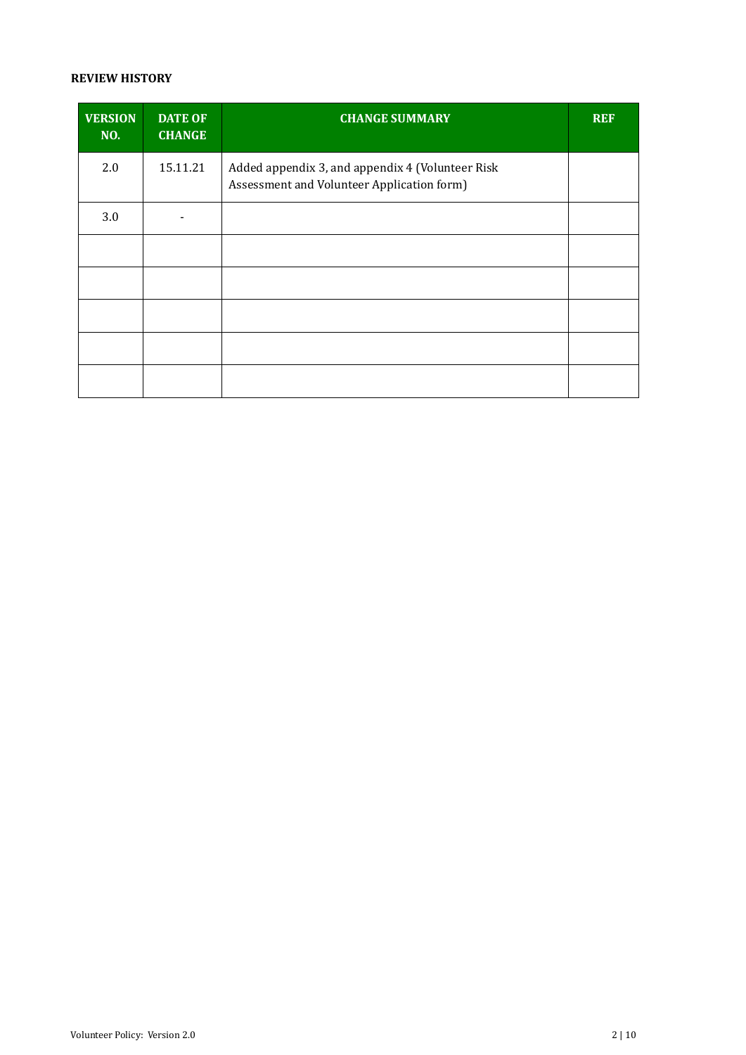**REVIEW HISTORY**

| VERSION NO. | DATE OF CHANGE | CHANGE SUMMARY | REF |
|---|---|---|---|
| 2.0 | 15.11.21 | Added appendix 3, and appendix 4 (Volunteer Risk Assessment and Volunteer Application form) | |
| 3.0 | - | | |
| | | | |
| | | | |
| | | | |
| | | | |
| | | | |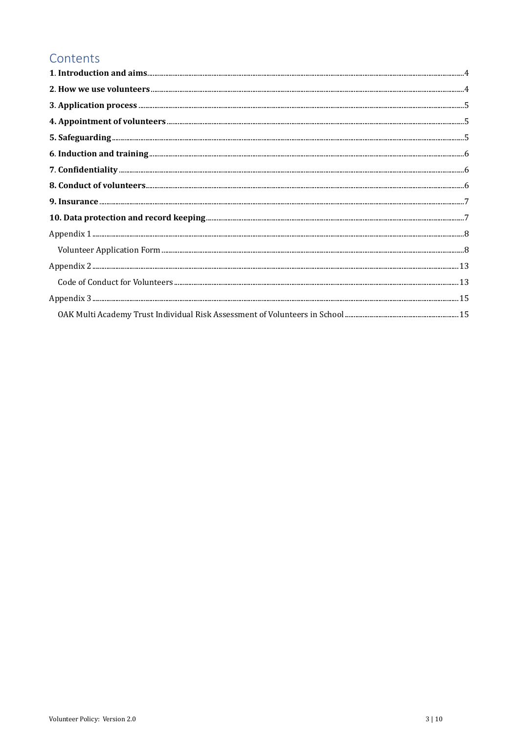# Contents

**1. Introduction and aims** .....4
**2. How we use volunteers** .....4
**3. Application process** .....5
**4. Appointment of volunteers** .....5
**5. Safeguarding** .....5
**6. Induction and training** .....6
**7. Confidentiality** .....6
**8. Conduct of volunteers** .....6
**9. Insurance** .....7
**10. Data protection and record keeping** .....7
Appendix 1 .....8
Volunteer Application Form .....8
Appendix 2 .....13
Code of Conduct for Volunteers .....13
Appendix 3 .....15
OAK Multi Academy Trust Individual Risk Assessment of Volunteers in School .....15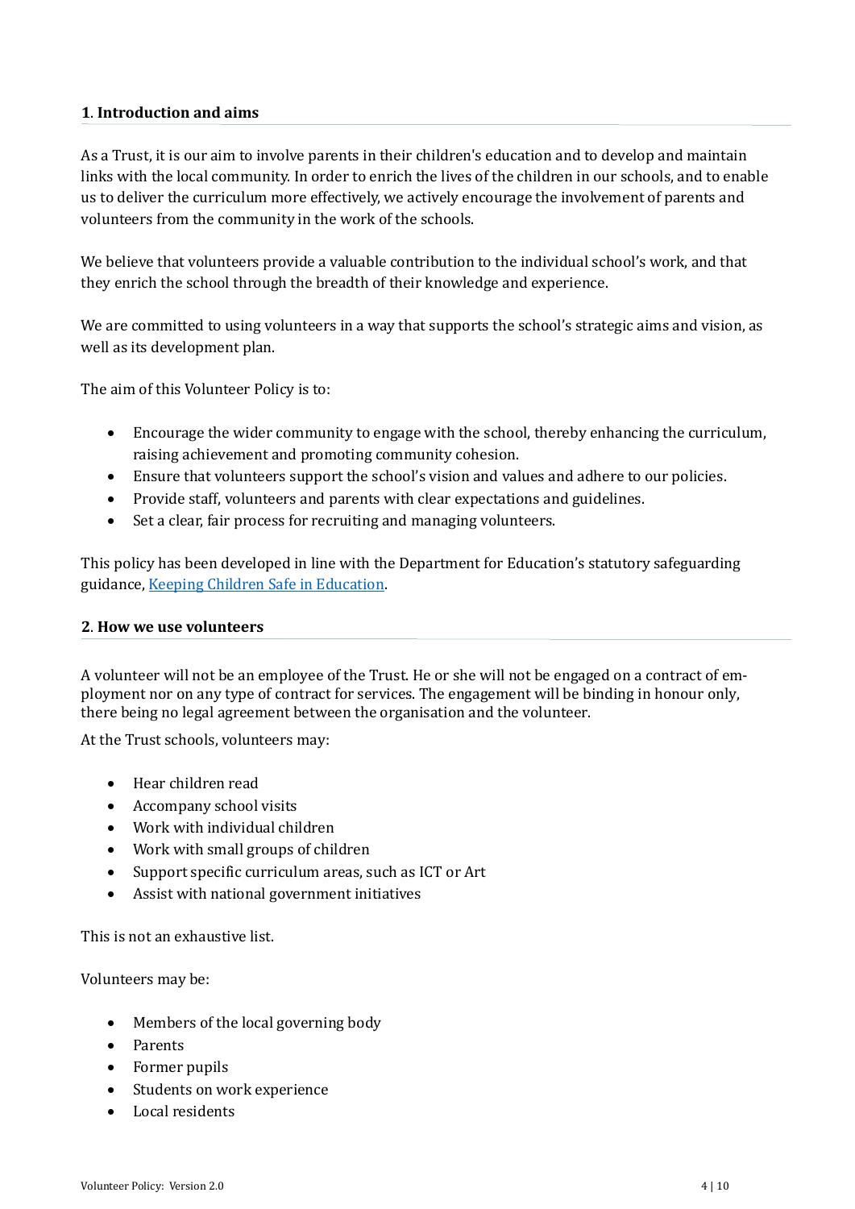## 1. Introduction and aims

As a Trust, it is our aim to involve parents in their children's education and to develop and maintain links with the local community. In order to enrich the lives of the children in our schools, and to enable us to deliver the curriculum more effectively, we actively encourage the involvement of parents and volunteers from the community in the work of the schools.

We believe that volunteers provide a valuable contribution to the individual school's work, and that they enrich the school through the breadth of their knowledge and experience.

We are committed to using volunteers in a way that supports the school's strategic aims and vision, as well as its development plan.

The aim of this Volunteer Policy is to:

- Encourage the wider community to engage with the school, thereby enhancing the curriculum, raising achievement and promoting community cohesion.
- Ensure that volunteers support the school's vision and values and adhere to our policies.
- Provide staff, volunteers and parents with clear expectations and guidelines.
- Set a clear, fair process for recruiting and managing volunteers.

This policy has been developed in line with the Department for Education's statutory safeguarding guidance, [Keeping Children Safe in Education](https://www.gov.uk/government/publications/keeping-children-safe-in-education--2).

## 2. How we use volunteers

A volunteer will not be an employee of the Trust. He or she will not be engaged on a contract of employment nor on any type of contract for services. The engagement will be binding in honour only, there being no legal agreement between the organisation and the volunteer.

At the Trust schools, volunteers may:

- Hear children read
- Accompany school visits
- Work with individual children
- Work with small groups of children
- Support specific curriculum areas, such as ICT or Art
- Assist with national government initiatives

This is not an exhaustive list.

Volunteers may be:

- Members of the local governing body
- Parents
- Former pupils
- Students on work experience
- Local residents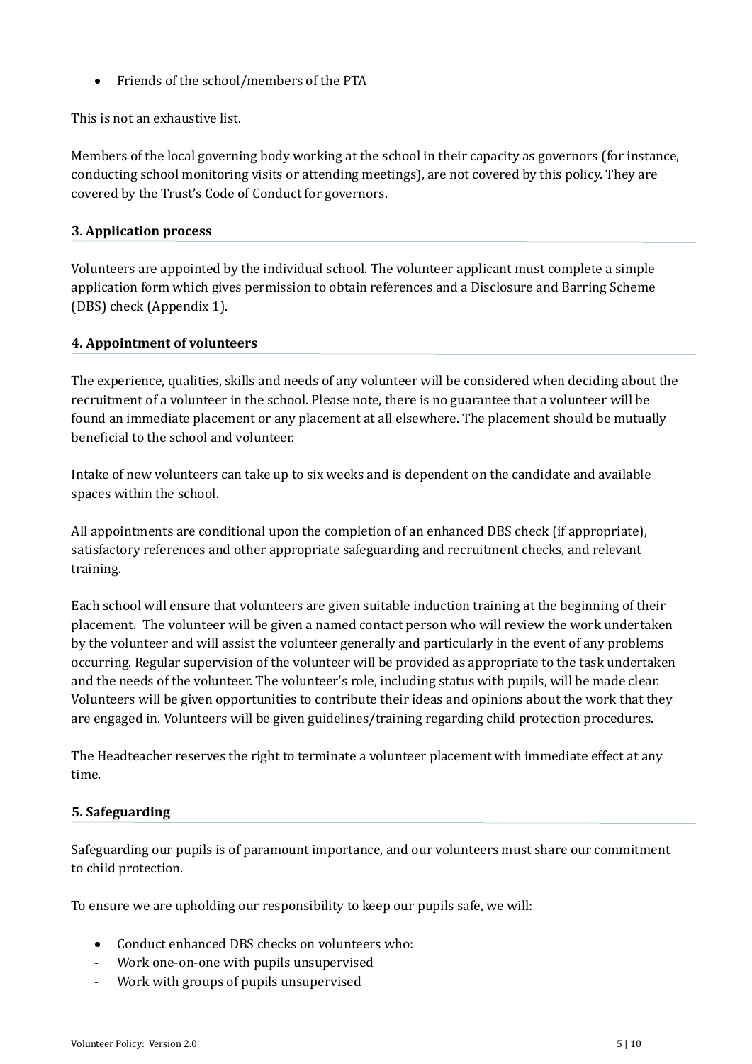- Friends of the school/members of the PTA

This is not an exhaustive list.

Members of the local governing body working at the school in their capacity as governors (for instance, conducting school monitoring visits or attending meetings), are not covered by this policy. They are covered by the Trust's Code of Conduct for governors.

## 3. Application process

Volunteers are appointed by the individual school. The volunteer applicant must complete a simple application form which gives permission to obtain references and a Disclosure and Barring Scheme (DBS) check (Appendix 1).

## 4. Appointment of volunteers

The experience, qualities, skills and needs of any volunteer will be considered when deciding about the recruitment of a volunteer in the school. Please note, there is no guarantee that a volunteer will be found an immediate placement or any placement at all elsewhere. The placement should be mutually beneficial to the school and volunteer.

Intake of new volunteers can take up to six weeks and is dependent on the candidate and available spaces within the school.

All appointments are conditional upon the completion of an enhanced DBS check (if appropriate), satisfactory references and other appropriate safeguarding and recruitment checks, and relevant training.

Each school will ensure that volunteers are given suitable induction training at the beginning of their placement. The volunteer will be given a named contact person who will review the work undertaken by the volunteer and will assist the volunteer generally and particularly in the event of any problems occurring. Regular supervision of the volunteer will be provided as appropriate to the task undertaken and the needs of the volunteer. The volunteer's role, including status with pupils, will be made clear. Volunteers will be given opportunities to contribute their ideas and opinions about the work that they are engaged in. Volunteers will be given guidelines/training regarding child protection procedures.

The Headteacher reserves the right to terminate a volunteer placement with immediate effect at any time.

## 5. Safeguarding

Safeguarding our pupils is of paramount importance, and our volunteers must share our commitment to child protection.

To ensure we are upholding our responsibility to keep our pupils safe, we will:

- Conduct enhanced DBS checks on volunteers who:
  - Work one-on-one with pupils unsupervised
  - Work with groups of pupils unsupervised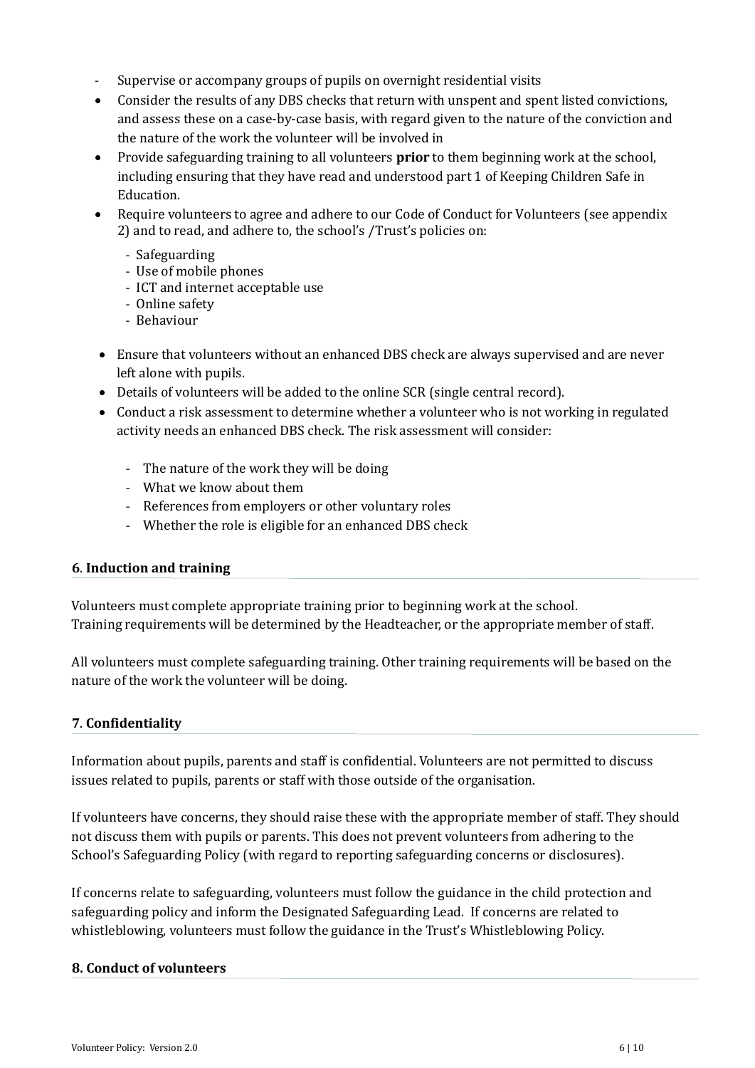- Supervise or accompany groups of pupils on overnight residential visits

- Consider the results of any DBS checks that return with unspent and spent listed convictions, and assess these on a case-by-case basis, with regard given to the nature of the conviction and the nature of the work the volunteer will be involved in
- Provide safeguarding training to all volunteers **prior** to them beginning work at the school, including ensuring that they have read and understood part 1 of Keeping Children Safe in Education.
- Require volunteers to agree and adhere to our Code of Conduct for Volunteers (see appendix 2) and to read, and adhere to, the school's /Trust's policies on:
  - Safeguarding
  - Use of mobile phones
  - ICT and internet acceptable use
  - Online safety
  - Behaviour
- Ensure that volunteers without an enhanced DBS check are always supervised and are never left alone with pupils.
- Details of volunteers will be added to the online SCR (single central record).
- Conduct a risk assessment to determine whether a volunteer who is not working in regulated activity needs an enhanced DBS check. The risk assessment will consider:
  - The nature of the work they will be doing
  - What we know about them
  - References from employers or other voluntary roles
  - Whether the role is eligible for an enhanced DBS check

## 6. Induction and training

Volunteers must complete appropriate training prior to beginning work at the school.
Training requirements will be determined by the Headteacher, or the appropriate member of staff.

All volunteers must complete safeguarding training. Other training requirements will be based on the nature of the work the volunteer will be doing.

## 7. Confidentiality

Information about pupils, parents and staff is confidential. Volunteers are not permitted to discuss issues related to pupils, parents or staff with those outside of the organisation.

If volunteers have concerns, they should raise these with the appropriate member of staff. They should not discuss them with pupils or parents. This does not prevent volunteers from adhering to the School's Safeguarding Policy (with regard to reporting safeguarding concerns or disclosures).

If concerns relate to safeguarding, volunteers must follow the guidance in the child protection and safeguarding policy and inform the Designated Safeguarding Lead. If concerns are related to whistleblowing, volunteers must follow the guidance in the Trust's Whistleblowing Policy.

## 8. Conduct of volunteers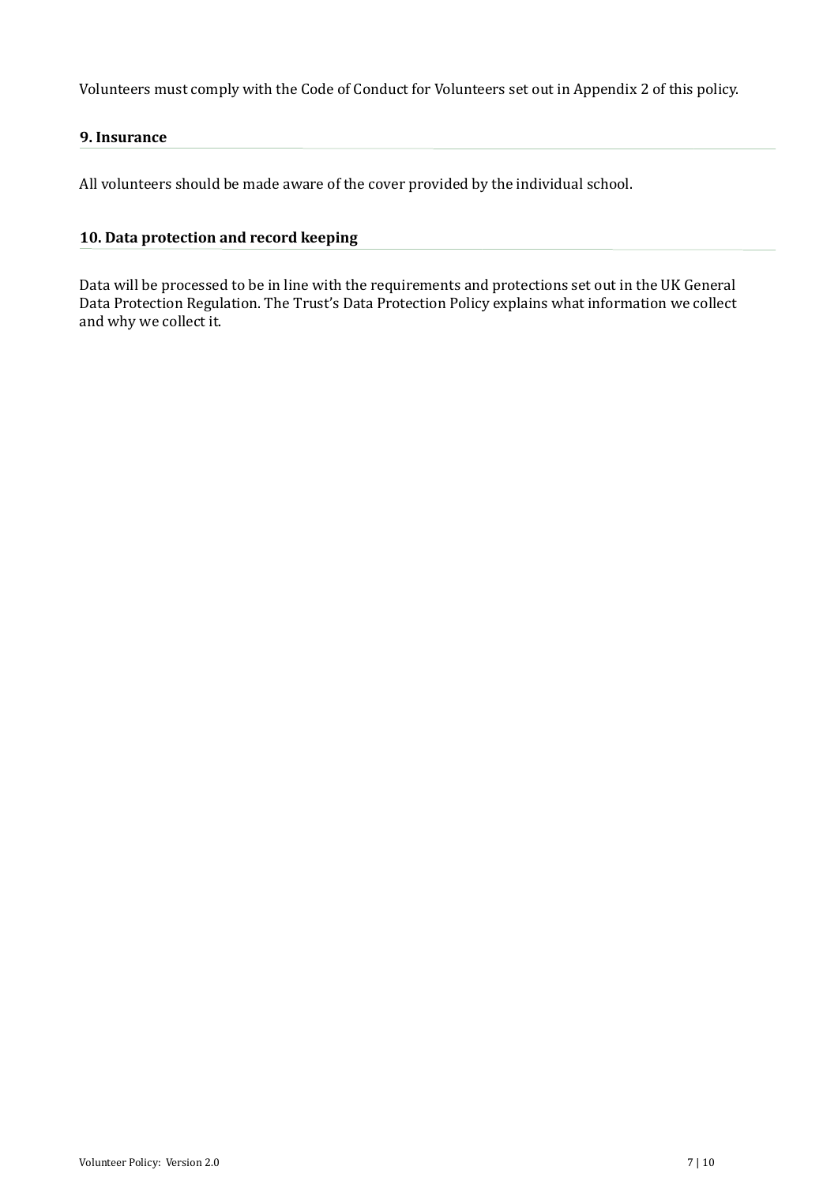Volunteers must comply with the Code of Conduct for Volunteers set out in Appendix 2 of this policy.

## 9. Insurance

All volunteers should be made aware of the cover provided by the individual school.

## 10. Data protection and record keeping

Data will be processed to be in line with the requirements and protections set out in the UK General Data Protection Regulation. The Trust's Data Protection Policy explains what information we collect and why we collect it.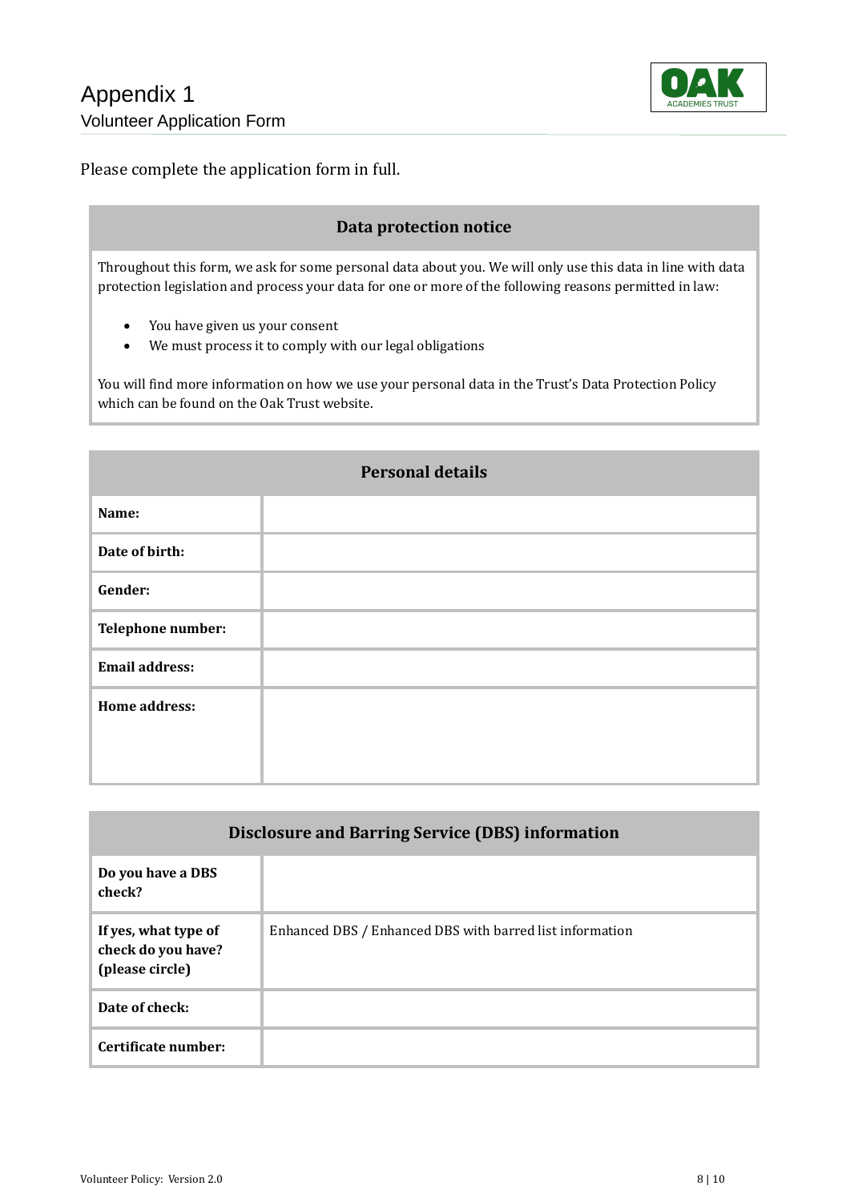# Appendix 1

## Volunteer Application Form

Please complete the application form in full.

| Data protection notice |
|---|
| Throughout this form, we ask for some personal data about you. We will only use this data in line with data protection legislation and process your data for one or more of the following reasons permitted in law:<br><br>• You have given us your consent<br>• We must process it to comply with our legal obligations<br><br>You will find more information on how we use your personal data in the Trust's Data Protection Policy which can be found on the Oak Trust website. |

| Personal details | |
|---|---|
| **Name:** | |
| **Date of birth:** | |
| **Gender:** | |
| **Telephone number:** | |
| **Email address:** | |
| **Home address:** | |

| Disclosure and Barring Service (DBS) information | |
|---|---|
| **Do you have a DBS check?** | |
| **If yes, what type of check do you have? (please circle)** | Enhanced DBS / Enhanced DBS with barred list information |
| **Date of check:** | |
| **Certificate number:** | |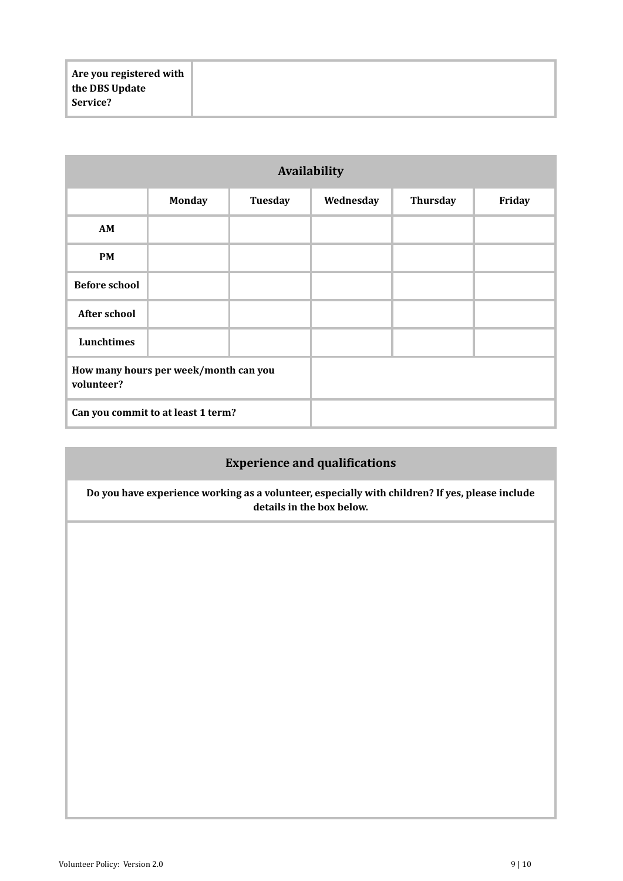| | |
|---|---|
| **Are you registered with the DBS Update Service?** | |

| **Availability** | | | | | |
|---|---|---|---|---|---|
| | **Monday** | **Tuesday** | **Wednesday** | **Thursday** | **Friday** |
| **AM** | | | | | |
| **PM** | | | | | |
| **Before school** | | | | | |
| **After school** | | | | | |
| **Lunchtimes** | | | | | |
| **How many hours per week/month can you volunteer?** | | | | | |
| **Can you commit to at least 1 term?** | | | | | |

| **Experience and qualifications** |
|---|
| **Do you have experience working as a volunteer, especially with children? If yes, please include details in the box below.** |
| |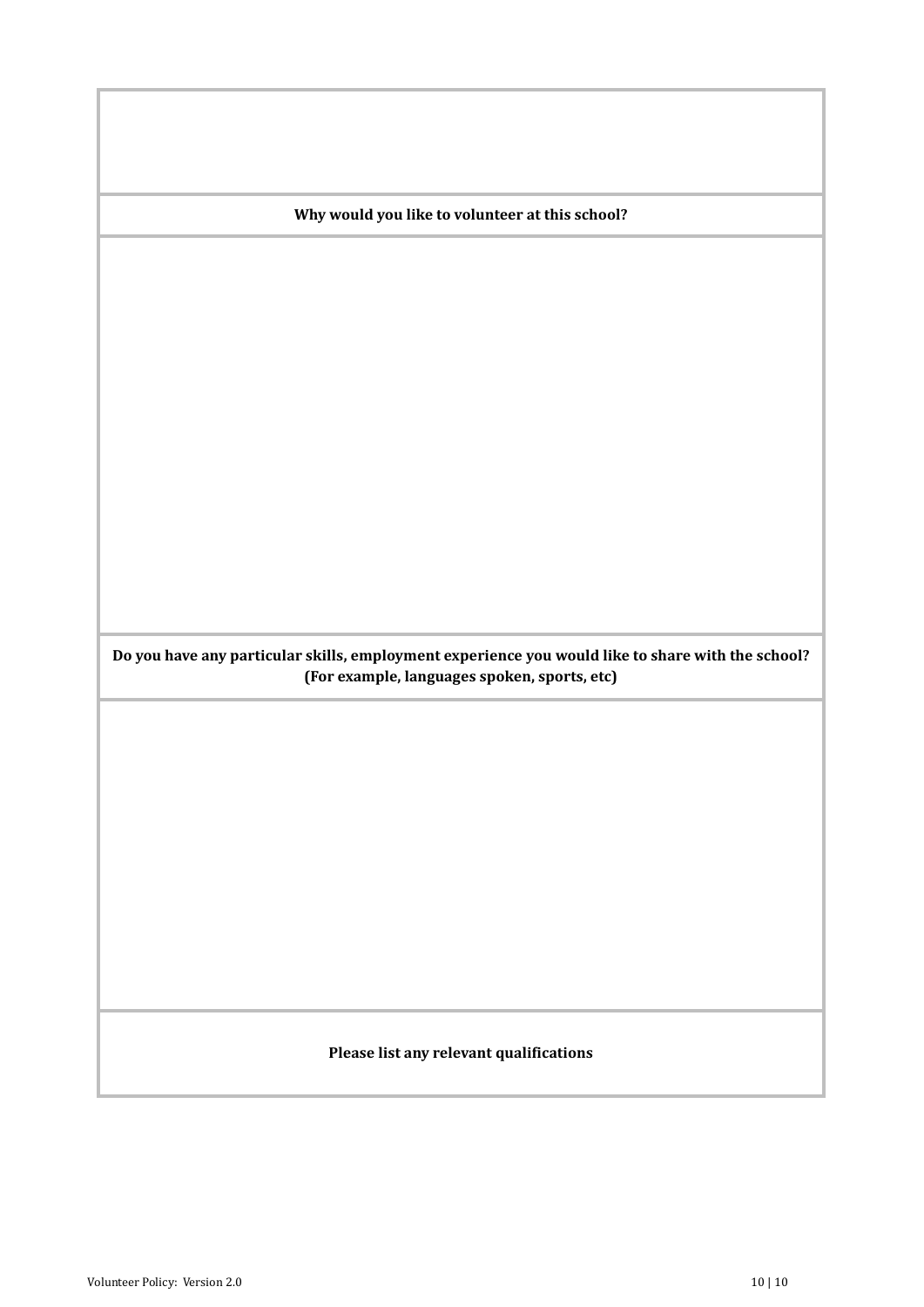| |
|---|
| |
| **Why would you like to volunteer at this school?** |
| |
| **Do you have any particular skills, employment experience you would like to share with the school? (For example, languages spoken, sports, etc)** |
| |
| **Please list any relevant qualifications** |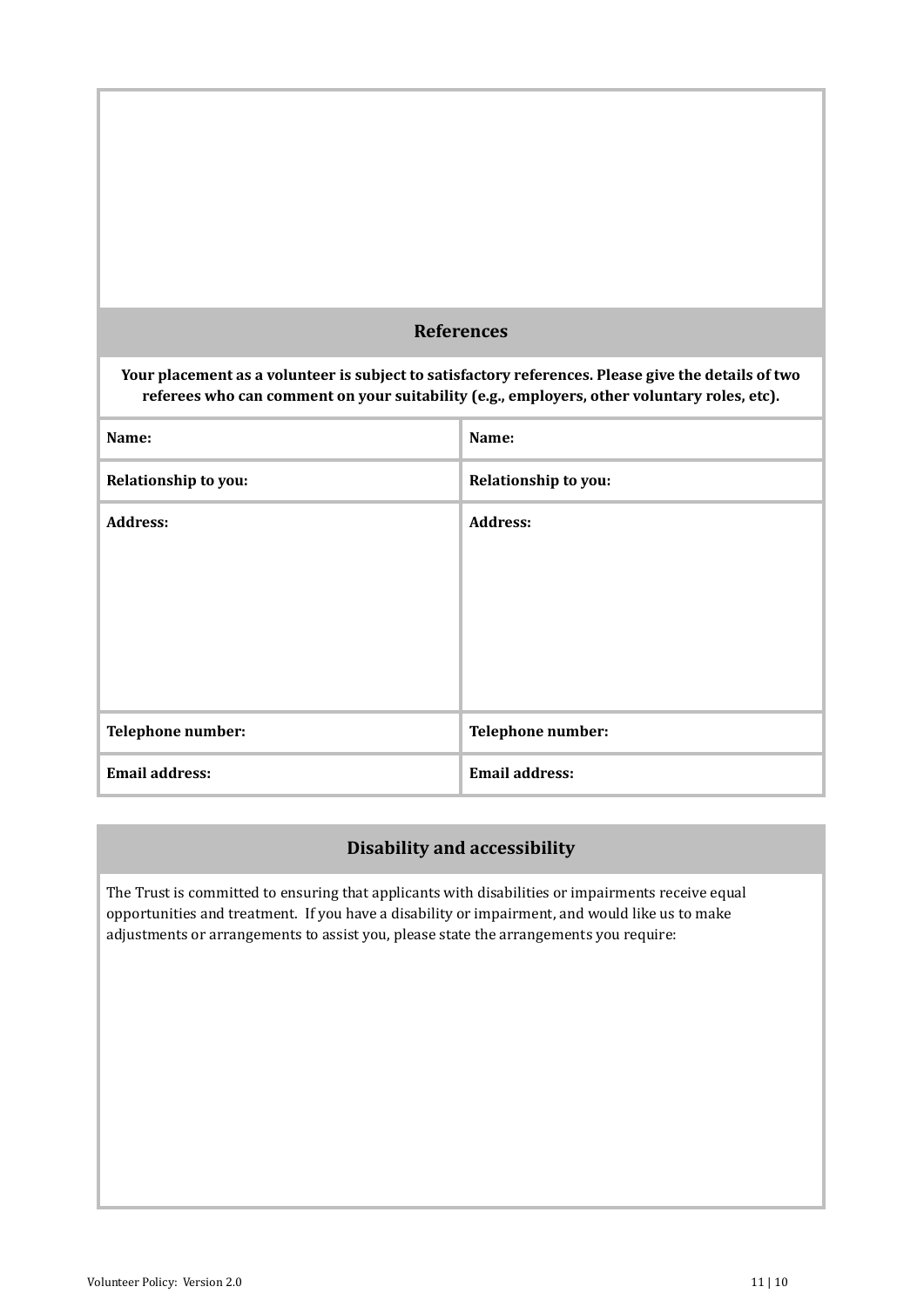## References

**Your placement as a volunteer is subject to satisfactory references. Please give the details of two referees who can comment on your suitability (e.g., employers, other voluntary roles, etc).**

| | |
|---|---|
| **Name:** | **Name:** |
| **Relationship to you:** | **Relationship to you:** |
| **Address:** | **Address:** |
| **Telephone number:** | **Telephone number:** |
| **Email address:** | **Email address:** |

## Disability and accessibility

The Trust is committed to ensuring that applicants with disabilities or impairments receive equal opportunities and treatment. If you have a disability or impairment, and would like us to make adjustments or arrangements to assist you, please state the arrangements you require: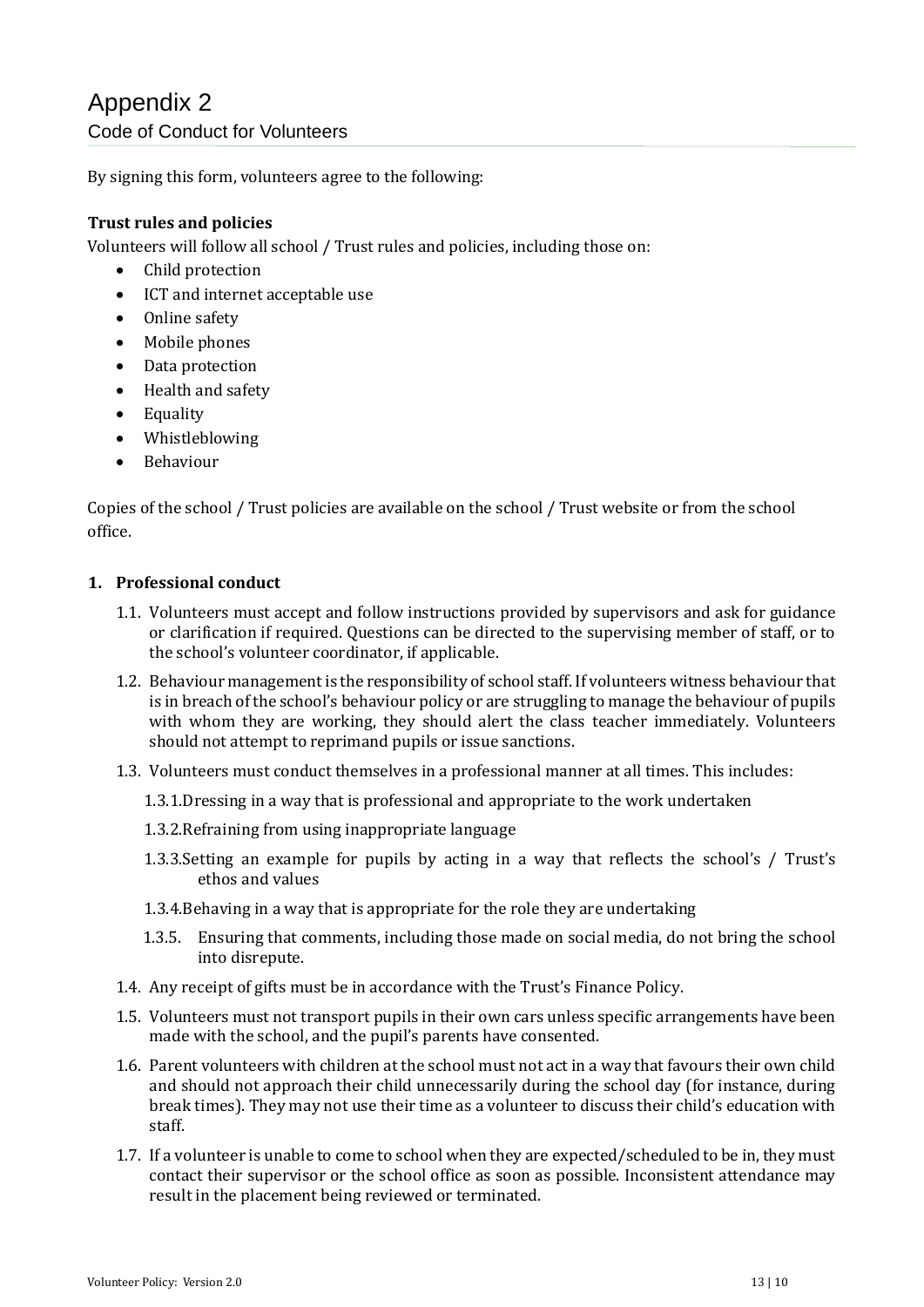# Appendix 2

## Code of Conduct for Volunteers

By signing this form, volunteers agree to the following:

**Trust rules and policies**

Volunteers will follow all school / Trust rules and policies, including those on:

- Child protection
- ICT and internet acceptable use
- Online safety
- Mobile phones
- Data protection
- Health and safety
- Equality
- Whistleblowing
- Behaviour

Copies of the school / Trust policies are available on the school / Trust website or from the school office.

**1. Professional conduct**

1.1. Volunteers must accept and follow instructions provided by supervisors and ask for guidance or clarification if required. Questions can be directed to the supervising member of staff, or to the school's volunteer coordinator, if applicable.

1.2. Behaviour management is the responsibility of school staff. If volunteers witness behaviour that is in breach of the school's behaviour policy or are struggling to manage the behaviour of pupils with whom they are working, they should alert the class teacher immediately. Volunteers should not attempt to reprimand pupils or issue sanctions.

1.3. Volunteers must conduct themselves in a professional manner at all times. This includes:

1.3.1. Dressing in a way that is professional and appropriate to the work undertaken

1.3.2. Refraining from using inappropriate language

1.3.3. Setting an example for pupils by acting in a way that reflects the school's / Trust's ethos and values

1.3.4. Behaving in a way that is appropriate for the role they are undertaking

1.3.5. Ensuring that comments, including those made on social media, do not bring the school into disrepute.

1.4. Any receipt of gifts must be in accordance with the Trust's Finance Policy.

1.5. Volunteers must not transport pupils in their own cars unless specific arrangements have been made with the school, and the pupil's parents have consented.

1.6. Parent volunteers with children at the school must not act in a way that favours their own child and should not approach their child unnecessarily during the school day (for instance, during break times). They may not use their time as a volunteer to discuss their child's education with staff.

1.7. If a volunteer is unable to come to school when they are expected/scheduled to be in, they must contact their supervisor or the school office as soon as possible. Inconsistent attendance may result in the placement being reviewed or terminated.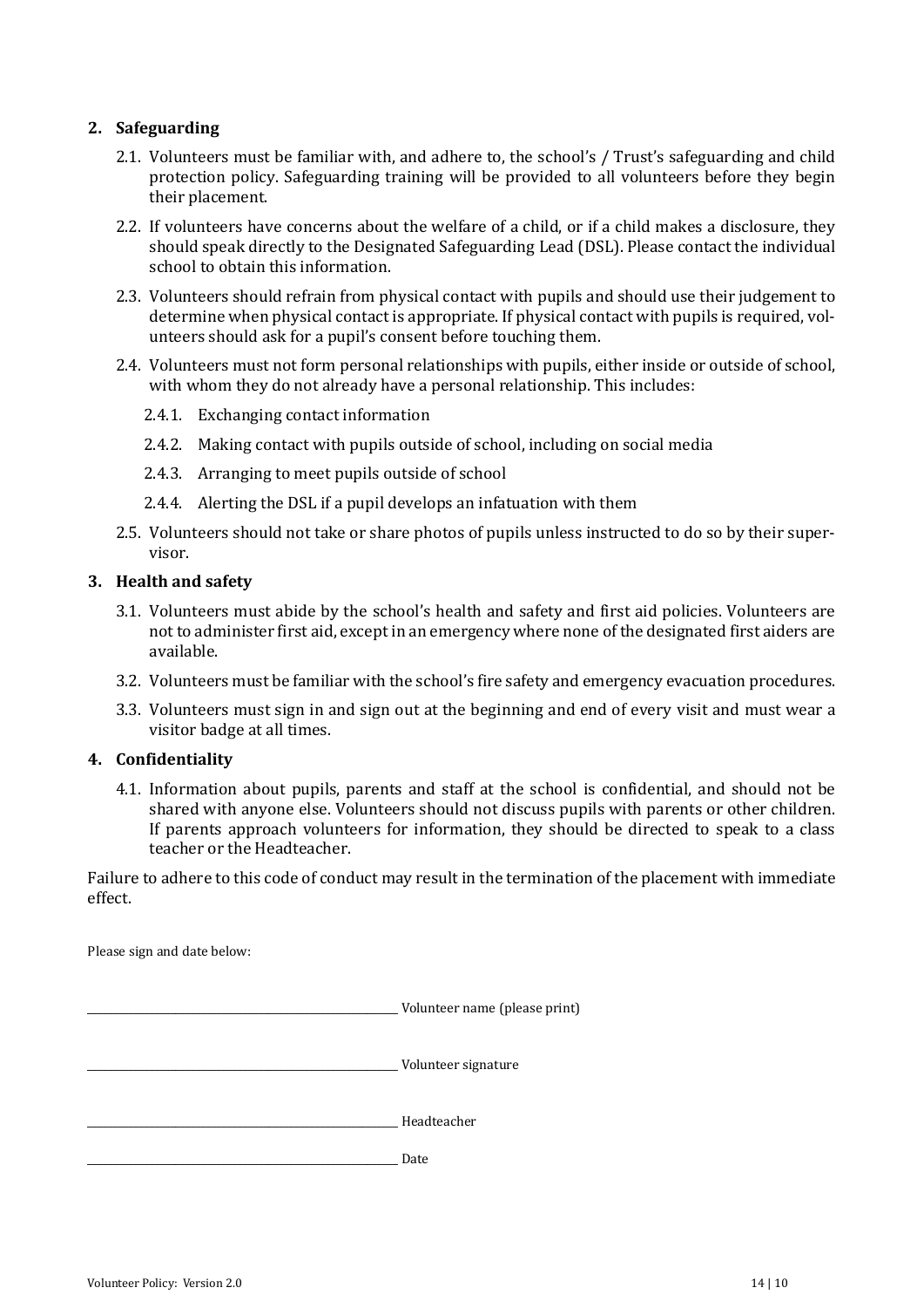## 2. Safeguarding

2.1. Volunteers must be familiar with, and adhere to, the school's / Trust's safeguarding and child protection policy. Safeguarding training will be provided to all volunteers before they begin their placement.

2.2. If volunteers have concerns about the welfare of a child, or if a child makes a disclosure, they should speak directly to the Designated Safeguarding Lead (DSL). Please contact the individual school to obtain this information.

2.3. Volunteers should refrain from physical contact with pupils and should use their judgement to determine when physical contact is appropriate. If physical contact with pupils is required, volunteers should ask for a pupil's consent before touching them.

2.4. Volunteers must not form personal relationships with pupils, either inside or outside of school, with whom they do not already have a personal relationship. This includes:

- 2.4.1. Exchanging contact information
- 2.4.2. Making contact with pupils outside of school, including on social media
- 2.4.3. Arranging to meet pupils outside of school
- 2.4.4. Alerting the DSL if a pupil develops an infatuation with them

2.5. Volunteers should not take or share photos of pupils unless instructed to do so by their supervisor.

## 3. Health and safety

3.1. Volunteers must abide by the school's health and safety and first aid policies. Volunteers are not to administer first aid, except in an emergency where none of the designated first aiders are available.

3.2. Volunteers must be familiar with the school's fire safety and emergency evacuation procedures.

3.3. Volunteers must sign in and sign out at the beginning and end of every visit and must wear a visitor badge at all times.

## 4. Confidentiality

4.1. Information about pupils, parents and staff at the school is confidential, and should not be shared with anyone else. Volunteers should not discuss pupils with parents or other children. If parents approach volunteers for information, they should be directed to speak to a class teacher or the Headteacher.

Failure to adhere to this code of conduct may result in the termination of the placement with immediate effect.

Please sign and date below:

______________________________ Volunteer name (please print)

______________________________ Volunteer signature

______________________________ Headteacher

______________________________ Date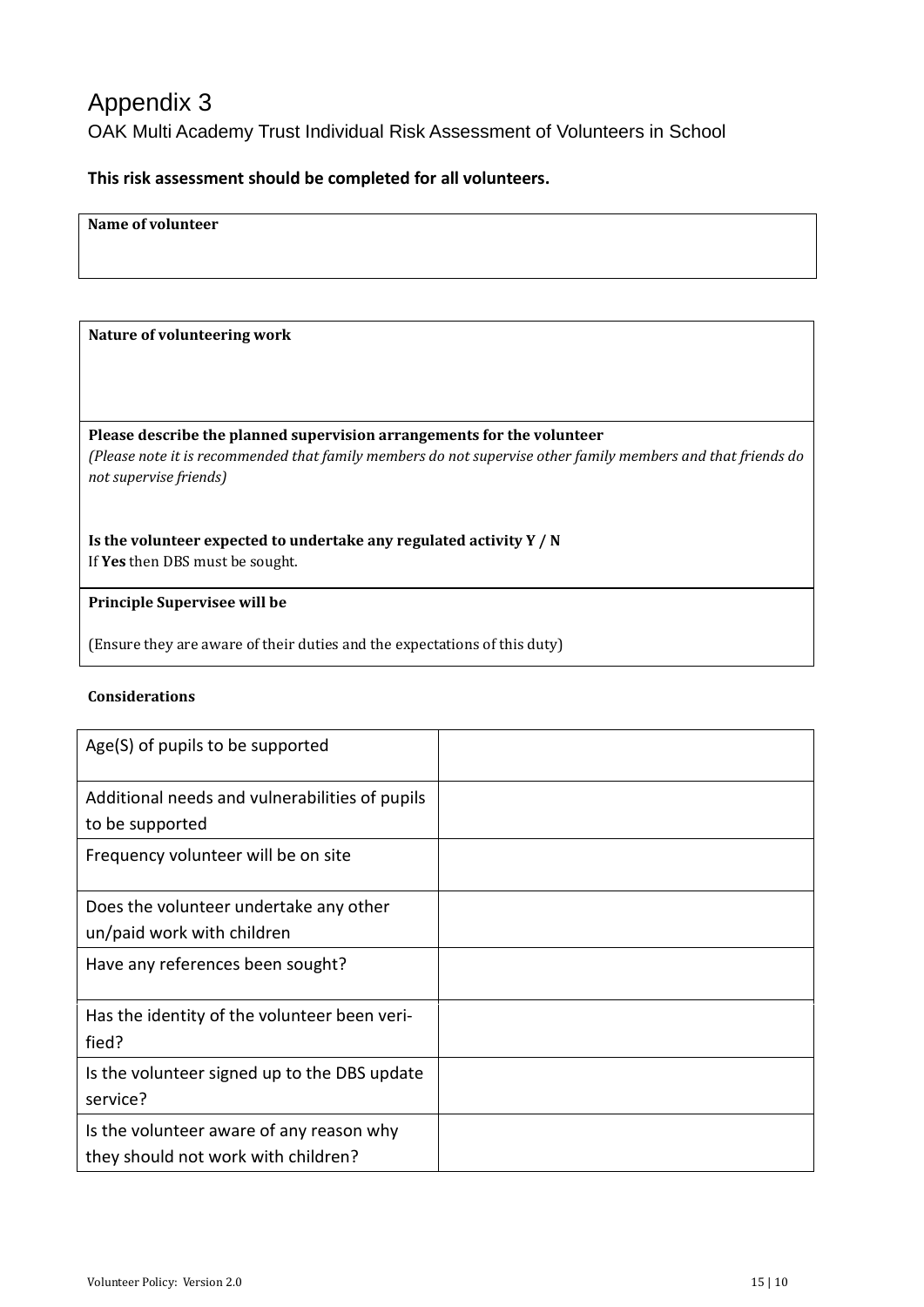# Appendix 3

OAK Multi Academy Trust Individual Risk Assessment of Volunteers in School

**This risk assessment should be completed for all volunteers.**

**Name of volunteer**

**Nature of volunteering work**

**Please describe the planned supervision arrangements for the volunteer**

*(Please note it is recommended that family members do not supervise other family members and that friends do not supervise friends)*

**Is the volunteer expected to undertake any regulated activity Y / N**

If **Yes** then DBS must be sought.

**Principle Supervisee will be**

(Ensure they are aware of their duties and the expectations of this duty)

**Considerations**

| | |
|---|---|
| Age(S) of pupils to be supported | |
| Additional needs and vulnerabilities of pupils to be supported | |
| Frequency volunteer will be on site | |
| Does the volunteer undertake any other un/paid work with children | |
| Have any references been sought? | |
| Has the identity of the volunteer been verified? | |
| Is the volunteer signed up to the DBS update service? | |
| Is the volunteer aware of any reason why they should not work with children? | |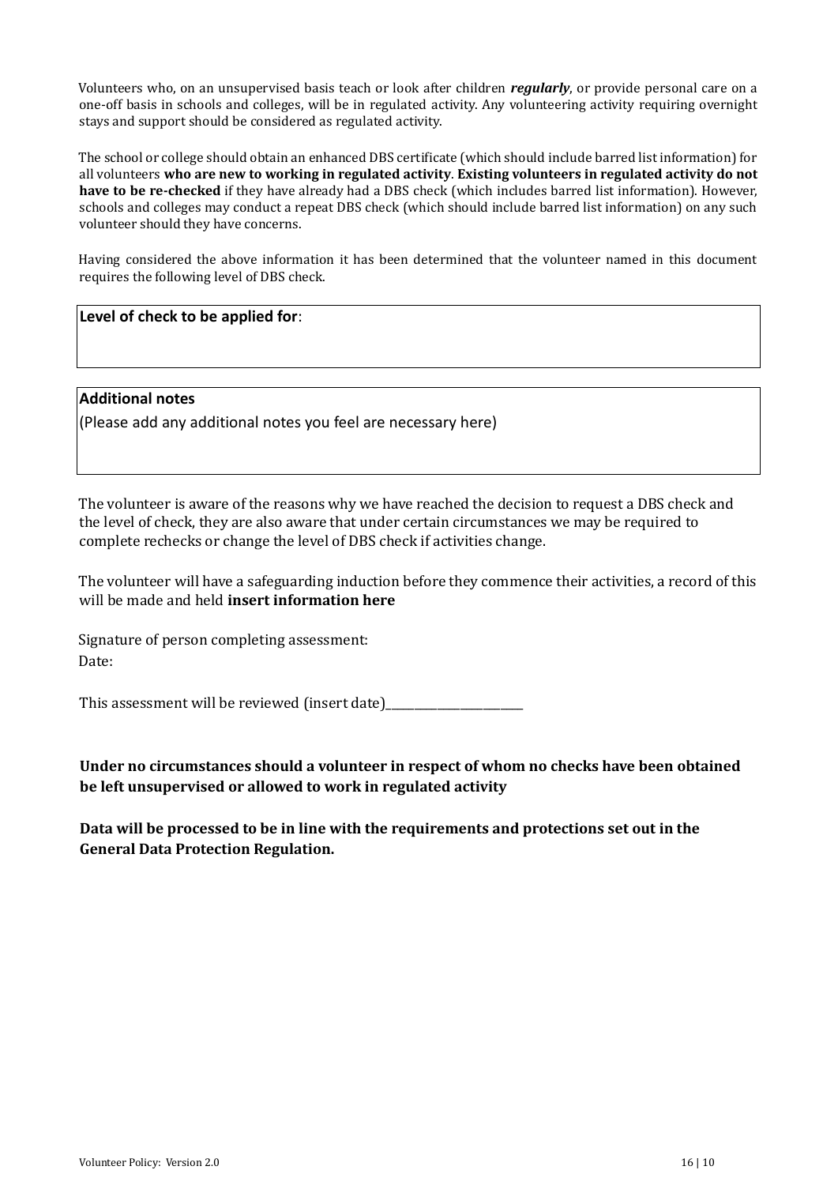Volunteers who, on an unsupervised basis teach or look after children ***regularly***, or provide personal care on a one-off basis in schools and colleges, will be in regulated activity. Any volunteering activity requiring overnight stays and support should be considered as regulated activity.

The school or college should obtain an enhanced DBS certificate (which should include barred list information) for all volunteers **who are new to working in regulated activity**. **Existing volunteers in regulated activity do not have to be re-checked** if they have already had a DBS check (which includes barred list information). However, schools and colleges may conduct a repeat DBS check (which should include barred list information) on any such volunteer should they have concerns.

Having considered the above information it has been determined that the volunteer named in this document requires the following level of DBS check.

| |
|---|
| **Level of check to be applied for**: |

| |
|---|
| **Additional notes**<br>(Please add any additional notes you feel are necessary here) |

The volunteer is aware of the reasons why we have reached the decision to request a DBS check and the level of check, they are also aware that under certain circumstances we may be required to complete rechecks or change the level of DBS check if activities change.

The volunteer will have a safeguarding induction before they commence their activities, a record of this will be made and held **insert information here**

Signature of person completing assessment:
Date:

This assessment will be reviewed (insert date)________________________

**Under no circumstances should a volunteer in respect of whom no checks have been obtained be left unsupervised or allowed to work in regulated activity**

**Data will be processed to be in line with the requirements and protections set out in the General Data Protection Regulation.**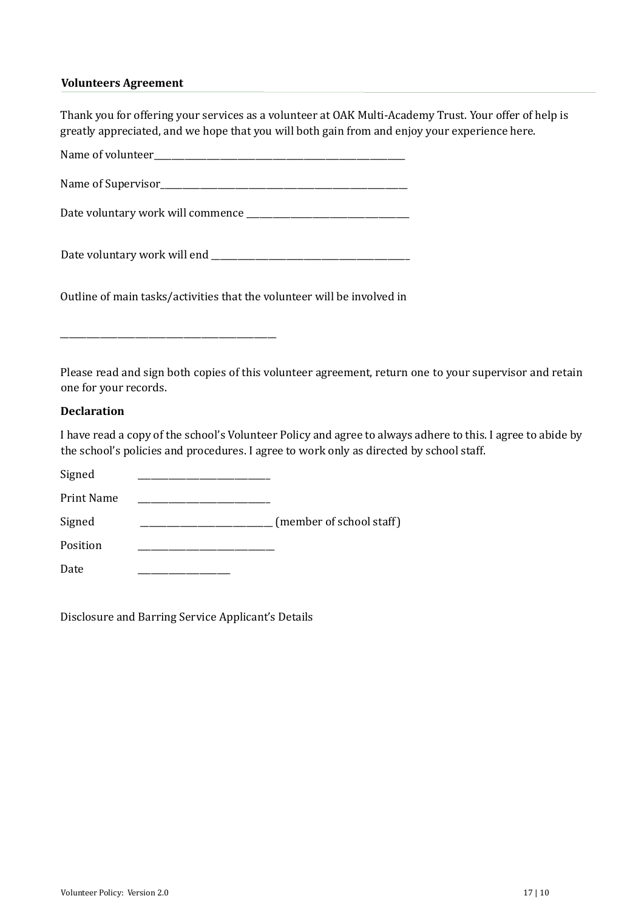**Volunteers Agreement**

Thank you for offering your services as a volunteer at OAK Multi-Academy Trust. Your offer of help is greatly appreciated, and we hope that you will both gain from and enjoy your experience here.

Name of volunteer_______________________________________________________

Name of Supervisor______________________________________________________

Date voluntary work will commence ____________________________________

Date voluntary work will end ___________________________________________

Outline of main tasks/activities that the volunteer will be involved in

_______________________________________________

Please read and sign both copies of this volunteer agreement, return one to your supervisor and retain one for your records.

**Declaration**

I have read a copy of the school's Volunteer Policy and agree to always adhere to this. I agree to abide by the school's policies and procedures. I agree to work only as directed by school staff.

Signed ____________________________

Print Name ____________________________

Signed ____________________________ (member of school staff)

Position ____________________________

Date ___________________

Disclosure and Barring Service Applicant's Details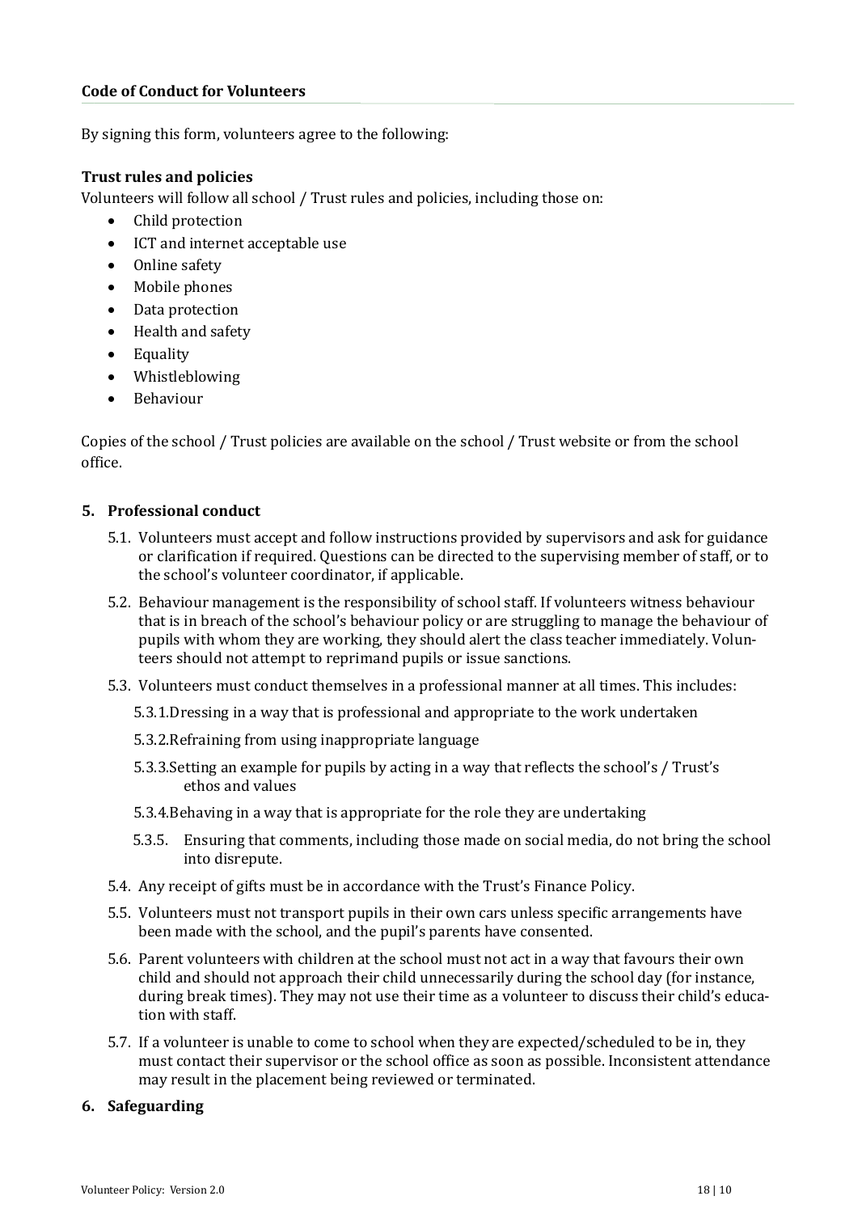### Code of Conduct for Volunteers

By signing this form, volunteers agree to the following:

**Trust rules and policies**

Volunteers will follow all school / Trust rules and policies, including those on:

- Child protection
- ICT and internet acceptable use
- Online safety
- Mobile phones
- Data protection
- Health and safety
- Equality
- Whistleblowing
- Behaviour

Copies of the school / Trust policies are available on the school / Trust website or from the school office.

## 5. Professional conduct

5.1. Volunteers must accept and follow instructions provided by supervisors and ask for guidance or clarification if required. Questions can be directed to the supervising member of staff, or to the school's volunteer coordinator, if applicable.

5.2. Behaviour management is the responsibility of school staff. If volunteers witness behaviour that is in breach of the school's behaviour policy or are struggling to manage the behaviour of pupils with whom they are working, they should alert the class teacher immediately. Volunteers should not attempt to reprimand pupils or issue sanctions.

5.3. Volunteers must conduct themselves in a professional manner at all times. This includes:

5.3.1. Dressing in a way that is professional and appropriate to the work undertaken

5.3.2. Refraining from using inappropriate language

5.3.3. Setting an example for pupils by acting in a way that reflects the school's / Trust's ethos and values

5.3.4. Behaving in a way that is appropriate for the role they are undertaking

5.3.5. Ensuring that comments, including those made on social media, do not bring the school into disrepute.

5.4. Any receipt of gifts must be in accordance with the Trust's Finance Policy.

5.5. Volunteers must not transport pupils in their own cars unless specific arrangements have been made with the school, and the pupil's parents have consented.

5.6. Parent volunteers with children at the school must not act in a way that favours their own child and should not approach their child unnecessarily during the school day (for instance, during break times). They may not use their time as a volunteer to discuss their child's education with staff.

5.7. If a volunteer is unable to come to school when they are expected/scheduled to be in, they must contact their supervisor or the school office as soon as possible. Inconsistent attendance may result in the placement being reviewed or terminated.

## 6. Safeguarding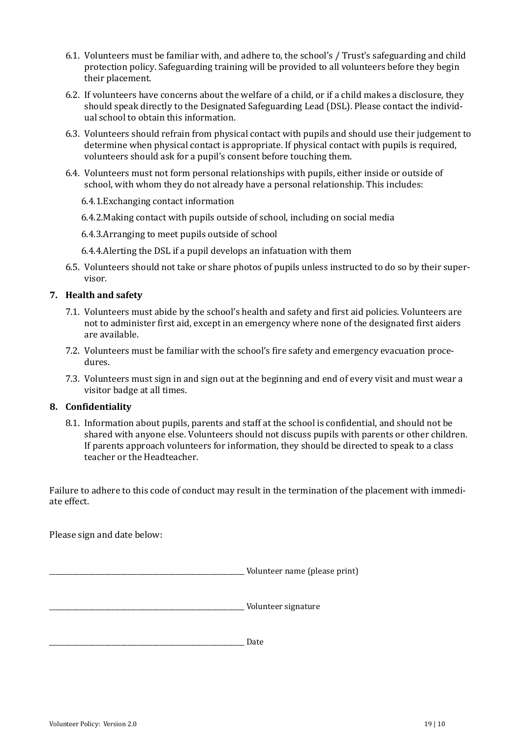6.1. Volunteers must be familiar with, and adhere to, the school's / Trust's safeguarding and child protection policy. Safeguarding training will be provided to all volunteers before they begin their placement.

6.2. If volunteers have concerns about the welfare of a child, or if a child makes a disclosure, they should speak directly to the Designated Safeguarding Lead (DSL). Please contact the individual school to obtain this information.

6.3. Volunteers should refrain from physical contact with pupils and should use their judgement to determine when physical contact is appropriate. If physical contact with pupils is required, volunteers should ask for a pupil's consent before touching them.

6.4. Volunteers must not form personal relationships with pupils, either inside or outside of school, with whom they do not already have a personal relationship. This includes:

  6.4.1. Exchanging contact information

  6.4.2. Making contact with pupils outside of school, including on social media

  6.4.3. Arranging to meet pupils outside of school

  6.4.4. Alerting the DSL if a pupil develops an infatuation with them

6.5. Volunteers should not take or share photos of pupils unless instructed to do so by their supervisor.

## 7. Health and safety

7.1. Volunteers must abide by the school's health and safety and first aid policies. Volunteers are not to administer first aid, except in an emergency where none of the designated first aiders are available.

7.2. Volunteers must be familiar with the school's fire safety and emergency evacuation procedures.

7.3. Volunteers must sign in and sign out at the beginning and end of every visit and must wear a visitor badge at all times.

## 8. Confidentiality

8.1. Information about pupils, parents and staff at the school is confidential, and should not be shared with anyone else. Volunteers should not discuss pupils with parents or other children. If parents approach volunteers for information, they should be directed to speak to a class teacher or the Headteacher.

Failure to adhere to this code of conduct may result in the termination of the placement with immediate effect.

Please sign and date below:

______________________________ Volunteer name (please print)

______________________________ Volunteer signature

______________________________ Date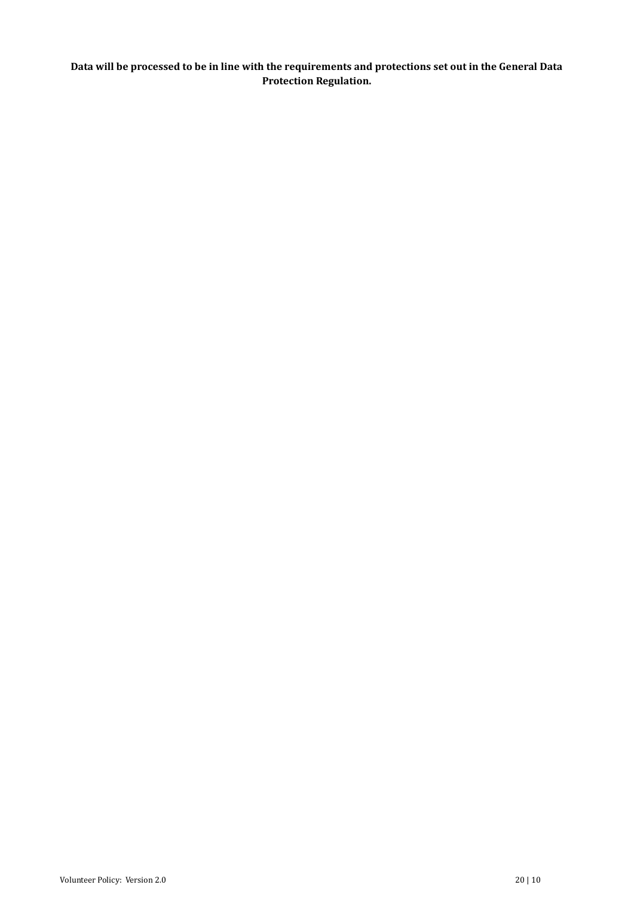**Data will be processed to be in line with the requirements and protections set out in the General Data Protection Regulation.**